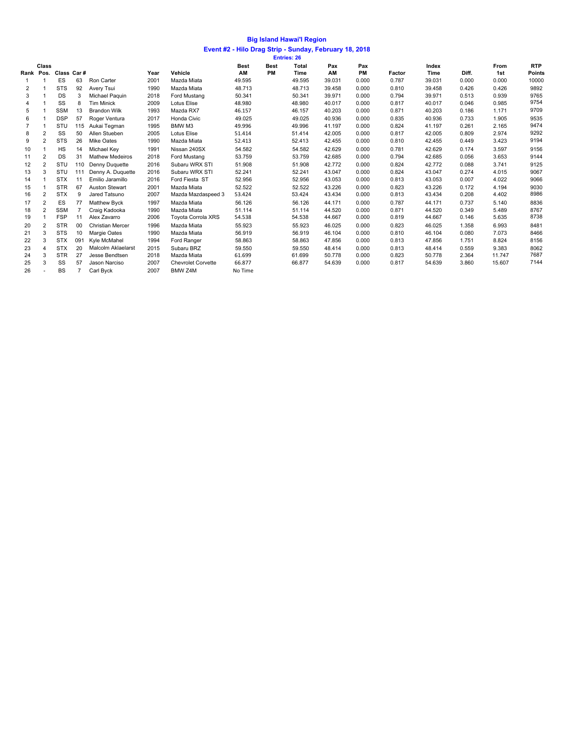**Big Island Hawai'I Region**

**Event #2 - Hilo Drag Strip - Sunday, February 18, 2018**

**Entries: 26**

| Rank | Class Pos. | Class | Car # | | Year | Vehicle | Best AM | Best PM | Total Time | Pax AM | Pax PM | Factor | Index Time | Diff. | From 1st | RTP Points |
|---|---|---|---|---|---|---|---|---|---|---|---|---|---|---|---|---|
| 1 | 1 | ES | 63 | Ron Carter | 2001 | Mazda Miata | 49.595 | | 49.595 | 39.031 | 0.000 | 0.787 | 39.031 | 0.000 | 0.000 | 10000 |
| 2 | 1 | STS | 92 | Avery Tsui | 1990 | Mazda Miata | 48.713 | | 48.713 | 39.458 | 0.000 | 0.810 | 39.458 | 0.426 | 0.426 | 9892 |
| 3 | 1 | DS | 3 | Michael Paquin | 2018 | Ford Mustang | 50.341 | | 50.341 | 39.971 | 0.000 | 0.794 | 39.971 | 0.513 | 0.939 | 9765 |
| 4 | 1 | SS | 8 | Tim Minick | 2009 | Lotus Elise | 48.980 | | 48.980 | 40.017 | 0.000 | 0.817 | 40.017 | 0.046 | 0.985 | 9754 |
| 5 | 1 | SSM | 13 | Brandon Wilk | 1993 | Mazda RX7 | 46.157 | | 46.157 | 40.203 | 0.000 | 0.871 | 40.203 | 0.186 | 1.171 | 9709 |
| 6 | 1 | DSP | 57 | Roger Ventura | 2017 | Honda Civic | 49.025 | | 49.025 | 40.936 | 0.000 | 0.835 | 40.936 | 0.733 | 1.905 | 9535 |
| 7 | 1 | STU | 115 | Aukai Tegman | 1995 | BMW M3 | 49.996 | | 49.996 | 41.197 | 0.000 | 0.824 | 41.197 | 0.261 | 2.165 | 9474 |
| 8 | 2 | SS | 50 | Allen Stueben | 2005 | Lotus Elise | 51.414 | | 51.414 | 42.005 | 0.000 | 0.817 | 42.005 | 0.809 | 2.974 | 9292 |
| 9 | 2 | STS | 26 | Mike Oates | 1990 | Mazda Miata | 52.413 | | 52.413 | 42.455 | 0.000 | 0.810 | 42.455 | 0.449 | 3.423 | 9194 |
| 10 | 1 | HS | 14 | Michael Key | 1991 | Nissan 240SX | 54.582 | | 54.582 | 42.629 | 0.000 | 0.781 | 42.629 | 0.174 | 3.597 | 9156 |
| 11 | 2 | DS | 31 | Mathew Medeiros | 2018 | Ford Mustang | 53.759 | | 53.759 | 42.685 | 0.000 | 0.794 | 42.685 | 0.056 | 3.653 | 9144 |
| 12 | 2 | STU | 110 | Denny Duquette | 2016 | Subaru WRX STI | 51.908 | | 51.908 | 42.772 | 0.000 | 0.824 | 42.772 | 0.088 | 3.741 | 9125 |
| 13 | 3 | STU | 111 | Denny A. Duquette | 2016 | Subaru WRX STI | 52.241 | | 52.241 | 43.047 | 0.000 | 0.824 | 43.047 | 0.274 | 4.015 | 9067 |
| 14 | 1 | STX | 11 | Emilio Jaramillo | 2016 | Ford Fiesta ST | 52.956 | | 52.956 | 43.053 | 0.000 | 0.813 | 43.053 | 0.007 | 4.022 | 9066 |
| 15 | 1 | STR | 67 | Auston Stewart | 2001 | Mazda Miata | 52.522 | | 52.522 | 43.226 | 0.000 | 0.823 | 43.226 | 0.172 | 4.194 | 9030 |
| 16 | 2 | STX | 9 | Jared Tatsuno | 2007 | Mazda Mazdaspeed 3 | 53.424 | | 53.424 | 43.434 | 0.000 | 0.813 | 43.434 | 0.208 | 4.402 | 8986 |
| 17 | 2 | ES | 77 | Matthew Byck | 1997 | Mazda Miata | 56.126 | | 56.126 | 44.171 | 0.000 | 0.787 | 44.171 | 0.737 | 5.140 | 8836 |
| 18 | 2 | SSM | 7 | Craig Kadooka | 1990 | Mazda Miata | 51.114 | | 51.114 | 44.520 | 0.000 | 0.871 | 44.520 | 0.349 | 5.489 | 8767 |
| 19 | 1 | FSP | 11 | Alex Zavarro | 2006 | Toyota Corolla XRS | 54.538 | | 54.538 | 44.667 | 0.000 | 0.819 | 44.667 | 0.146 | 5.635 | 8738 |
| 20 | 2 | STR | 00 | Christian Mercer | 1996 | Mazda Miata | 55.923 | | 55.923 | 46.025 | 0.000 | 0.823 | 46.025 | 1.358 | 6.993 | 8481 |
| 21 | 3 | STS | 10 | Margie Oates | 1990 | Mazda Miata | 56.919 | | 56.919 | 46.104 | 0.000 | 0.810 | 46.104 | 0.080 | 7.073 | 8466 |
| 22 | 3 | STX | 091 | Kyle McMahel | 1994 | Ford Ranger | 58.863 | | 58.863 | 47.856 | 0.000 | 0.813 | 47.856 | 1.751 | 8.824 | 8156 |
| 23 | 4 | STX | 20 | Malcolm Aklaelarst | 2015 | Subaru BRZ | 59.550 | | 59.550 | 48.414 | 0.000 | 0.813 | 48.414 | 0.559 | 9.383 | 8062 |
| 24 | 3 | STR | 27 | Jesse Bendtsen | 2018 | Mazda Miata | 61.699 | | 61.699 | 50.778 | 0.000 | 0.823 | 50.778 | 2.364 | 11.747 | 7687 |
| 25 | 3 | SS | 57 | Jason Narciso | 2007 | Chevrolet Corvette | 66.877 | | 66.877 | 54.639 | 0.000 | 0.817 | 54.639 | 3.860 | 15.607 | 7144 |
| 26 | - | BS | 7 | Carl Byck | 2007 | BMW Z4M | No Time | | | | | | | | | |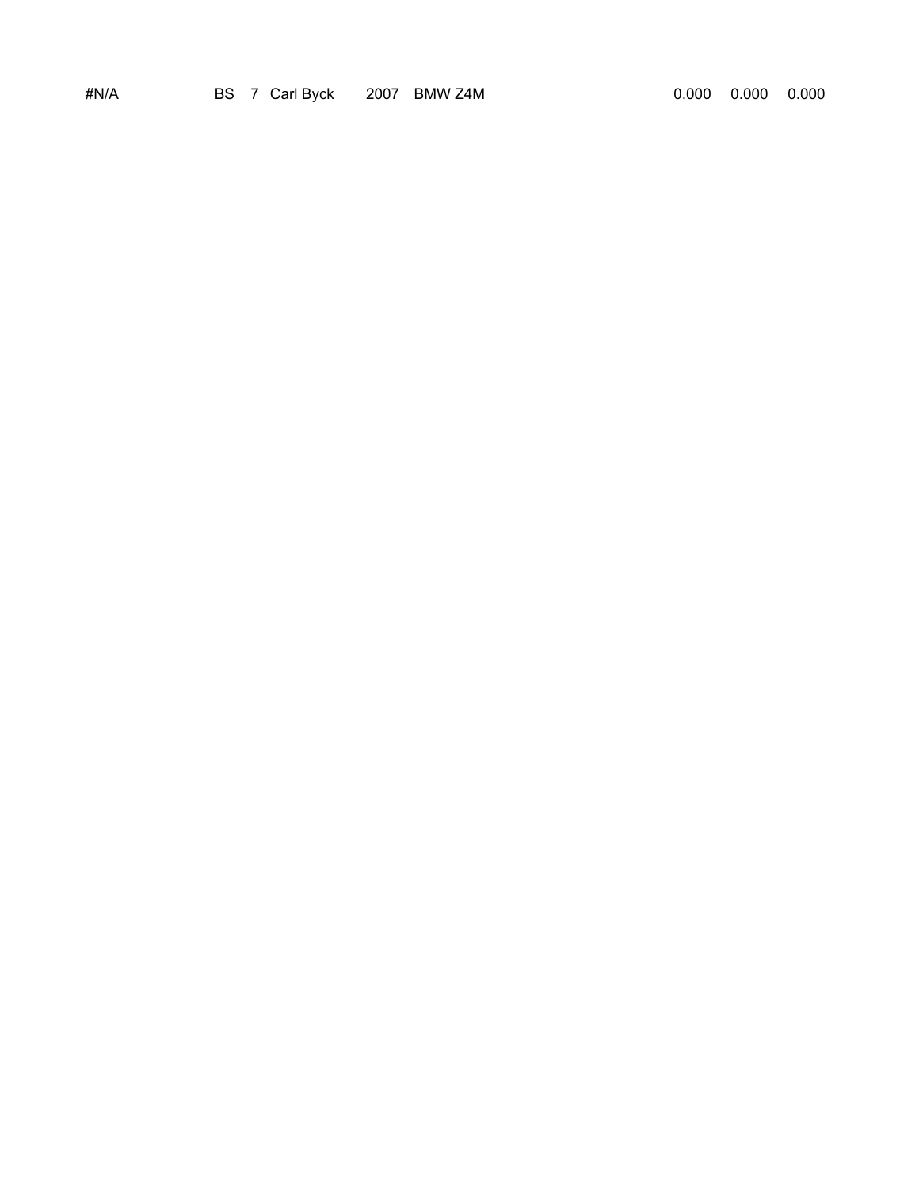| | | | | | | | | |
|---|---|---|---|---|---|---|---|---|
| #N/A | BS | 7 | Carl Byck | 2007 | BMW Z4M | 0.000 | 0.000 | 0.000 |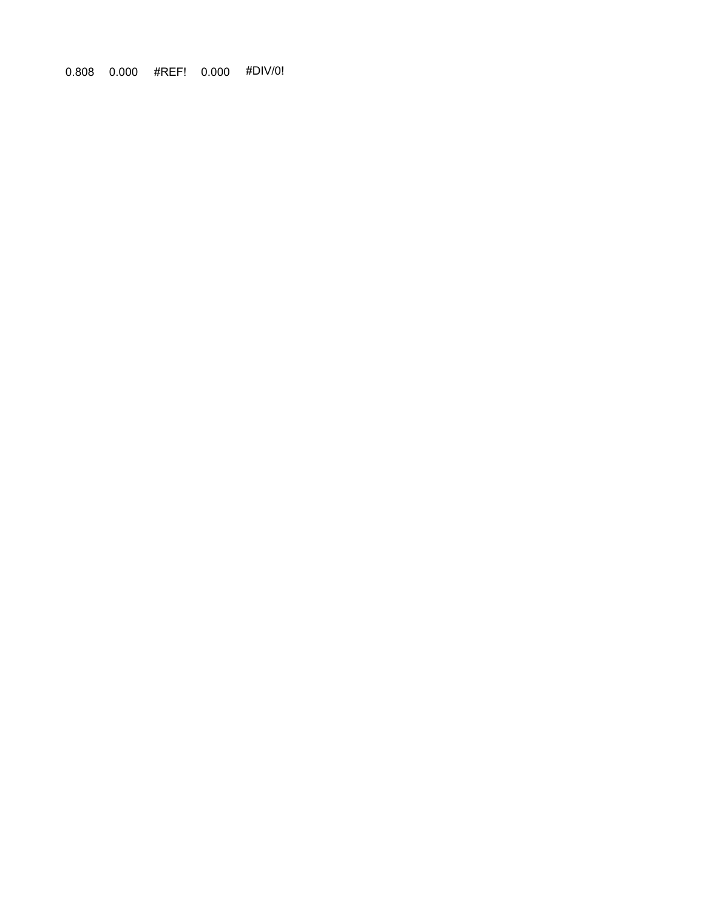| | | | | |
|---|---|---|---|---|
| 0.808 | 0.000 | #REF! | 0.000 | #DIV/0! |